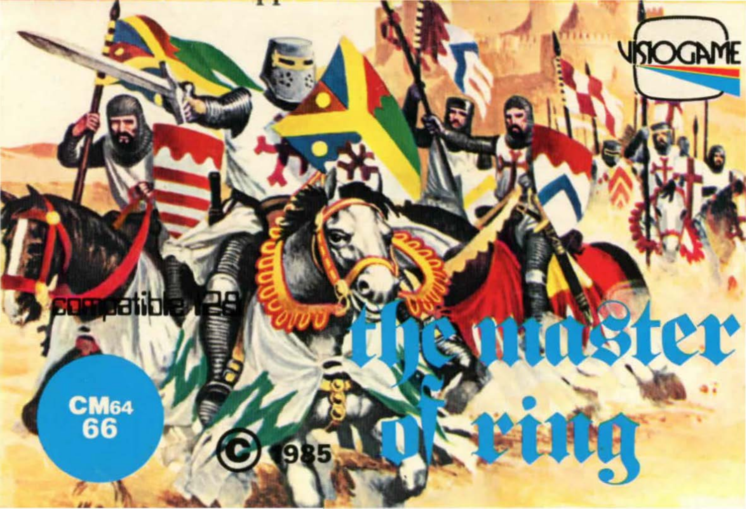VISIOGAME

compatible 128

CM64
66

© 1985

# the master of ring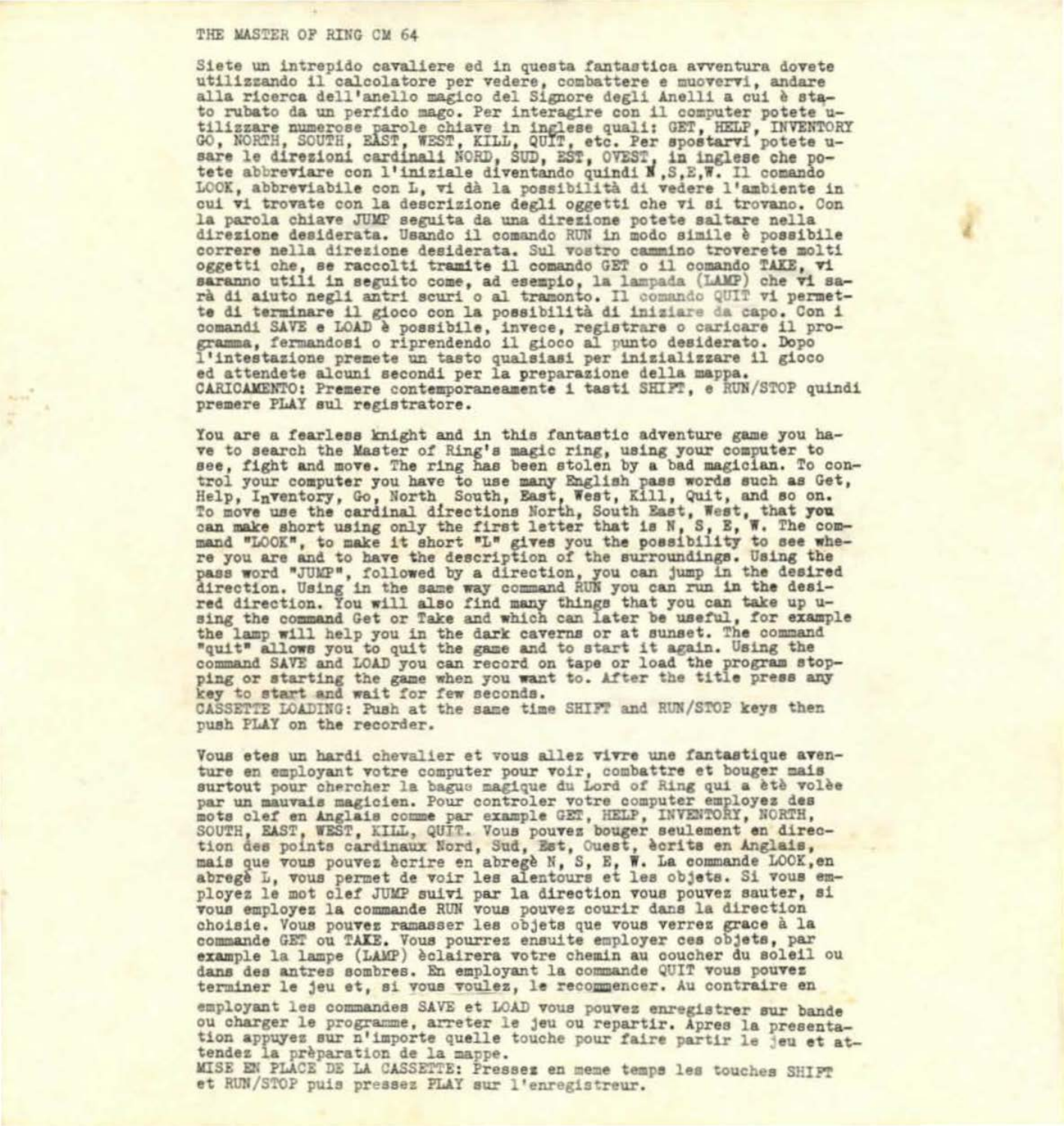THE MASTER OF RING CM 64

Siete un intrepido cavaliere ed in questa fantastica avventura dovete utilizzando il calcolatore per vedere, combattere e muovervi, andare alla ricerca dell'anello magico del Signore degli Anelli a cui è stato rubato da un perfido mago. Per interagire con il computer potete utilizzare numerose parole chiave in inglese quali: GET, HELP, INVENTORY GO, NORTH, SOUTH, EAST, WEST, KILL, QUIT, etc. Per spostarvi potete usare le direzioni cardinali NORD, SUD, EST, OVEST, in inglese che potete abbreviare con l'iniziale diventando quindi N,S,E,W. Il comando LOOK, abbreviabile con L, vi dà la possibilità di vedere l'ambiente in cui vi trovate con la descrizione degli oggetti che vi si trovano. Con la parola chiave JUMP seguita da una direzione potete saltare nella direzione desiderata. Usando il comando RUN in modo simile è possibile correre nella direzione desiderata. Sul vostro cammino troverete molti oggetti che, se raccolti tramite il comando GET o il comando TAKE, vi saranno utili in seguito come, ad esempio, la lampada (LAMP) che vi sarà di aiuto negli antri scuri o al tramonto. Il comando QUIT vi permette di terminare il gioco con la possibilità di iniziare da capo. Con i comandi SAVE e LOAD è possibile, invece, registrare o caricare il programma, fermandosi o riprendendo il gioco al punto desiderato. Dopo l'intestazione premete un tasto qualsiasi per inizializzare il gioco ed attendete alcuni secondi per la preparazione della mappa.
CARICAMENTO: Premere contemporaneamente i tasti SHIFT, e RUN/STOP quindi premere PLAY sul registratore.

You are a fearless knight and in this fantastic adventure game you have to search the Master of Ring's magic ring, using your computer to see, fight and move. The ring has been stolen by a bad magician. To control your computer you have to use many English pass words such as Get, Help, Inventory, Go, North South, East, West, Kill, Quit, and so on. To move use the cardinal directions North, South East, West, that you can make short using only the first letter that is N, S, E, W. The command "LOOK", to make it short "L" gives you the possibility to see where you are and to have the description of the surroundings. Using the pass word "JUMP", followed by a direction, you can jump in the desired direction. Using in the same way command RUN you can run in the desired direction. You will also find many things that you can take up using the command Get or Take and which can later be useful, for example the lamp will help you in the dark caverns or at sunset. The command "quit" allows you to quit the game and to start it again. Using the command SAVE and LOAD you can record on tape or load the program stopping or starting the game when you want to. After the title press any key to start and wait for few seconds.
CASSETTE LOADING: Push at the same time SHIFT and RUN/STOP keys then push PLAY on the recorder.

Vous etes un hardi chevalier et vous allez vivre une fantastique aventure en employant votre computer pour voir, combattre et bouger mais surtout pour chercher la bague magique du Lord of Ring qui aètè volèe par un mauvais magicien. Pour controler votre computer employez des mots clef en Anglais comme par example GET, HELP, INVENTORY, NORTH, SOUTH, EAST, WEST, KILL, QUIT. Vous pouvez bouger seulement en direction des points cardinaux Nord, Sud, Est, Ouest, ècrits en Anglais, mais que vous pouvez ècrire en abregè N, S, E, W. La commande LOOK, en abregè L, vous permet de voir les alentours et les objets. Si vous employez le mot clef JUMP suivi par la direction vous pouvez sauter, si vous employez la commande RUN vous pouvez courir dans la direction choisie. Vous pouvez ramasser les objets que vous verrez grace à la commande GET ou TAKE. Vous pourrez ensuite employer ces objets, par example la lampe (LAMP) èclairera votre chemin au coucher du soleil ou dans des antres sombres. En employant la commande QUIT vous pouvez terminer le jeu et, si vous voulez, le recommencer. Au contraire en employant les commandes SAVE et LOAD vous pouvez enregistrer sur bande ou charger le programme, arreter le jeu ou repartir. Apres la presentation appuyez sur n'importe quelle touche pour faire partir le jeu et attendez la prèparation de la mappe.
MISE EN PLACE DE LA CASSETTE: Pressez en meme temps les touches SHIFT et RUN/STOP puis pressez PLAY sur l'enregistreur.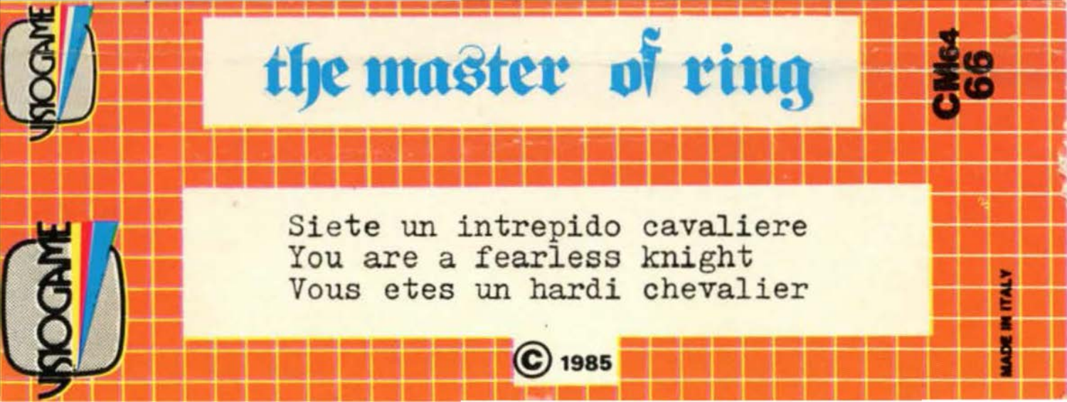VISIOGAME

# the master of ring

CM64
66

Siete un intrepido cavaliere
You are a fearless knight
Vous etes un hardi chevalier

© 1985

MADE IN ITALY

VISIOGAME